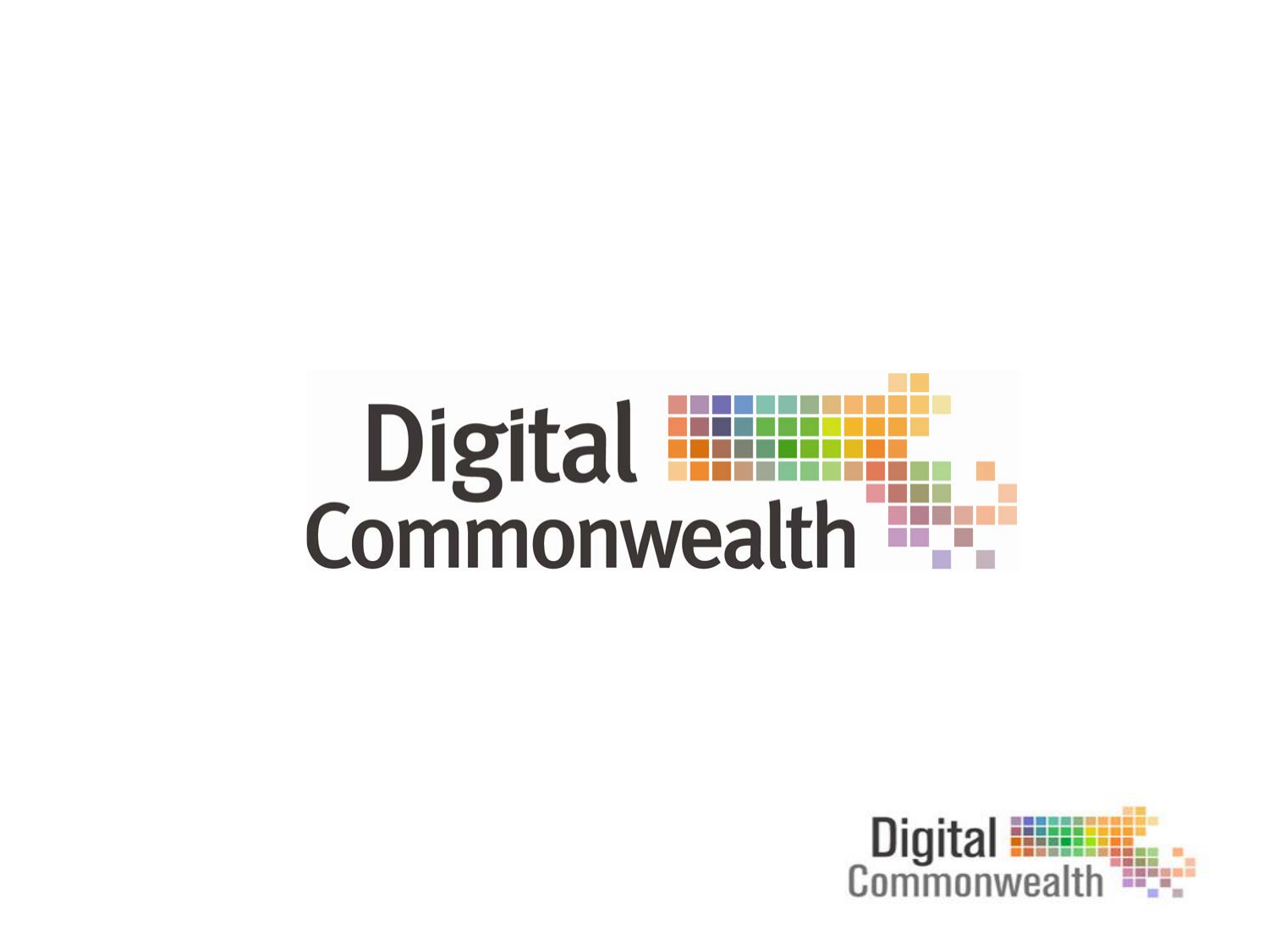# Digital Commonwealth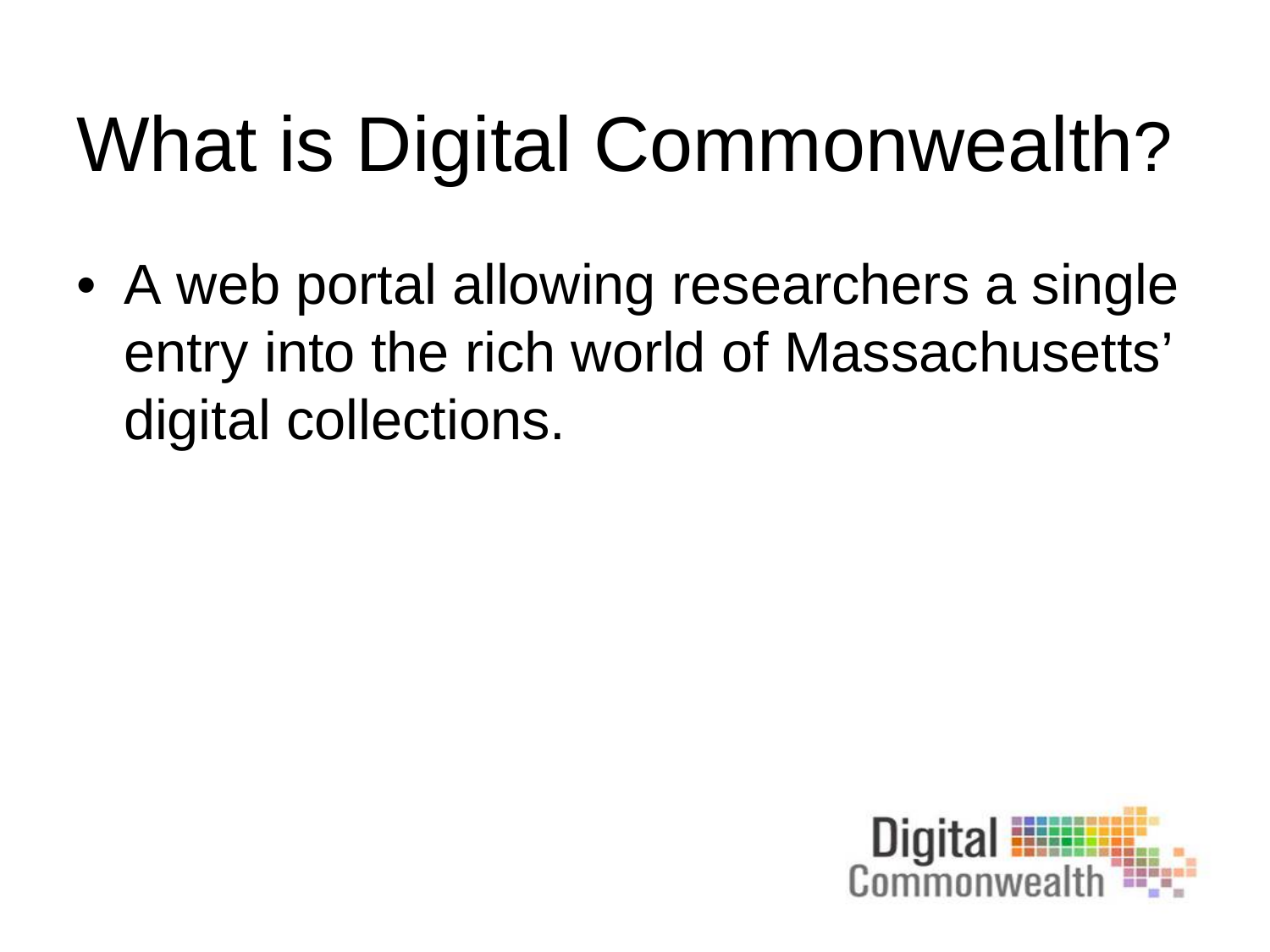# What is Digital Commonwealth?

- A web portal allowing researchers a single entry into the rich world of Massachusetts' digital collections.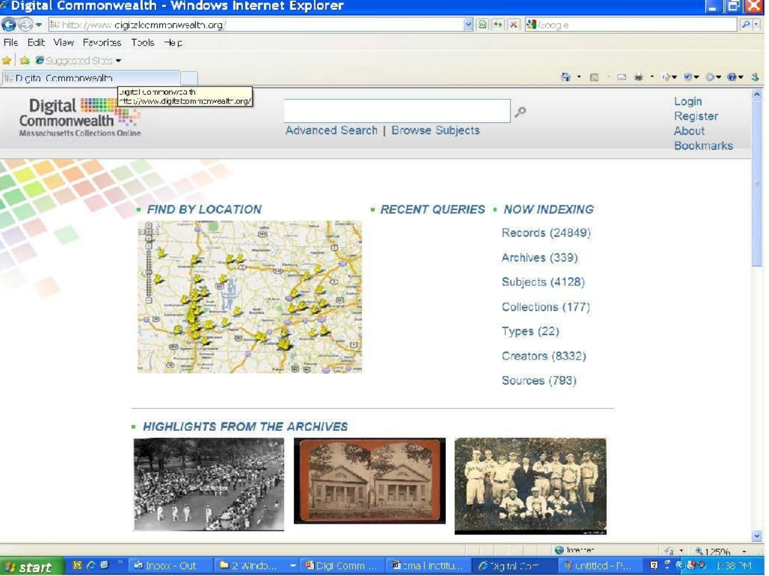Digital Commonwealth - Windows Internet Explorer

http://www.digitalcommonwealth.org/

Digital Commonwealth
Massachusetts Collections Online

Advanced Search | Browse Subjects

Login
Register
About
Bookmarks

## FIND BY LOCATION

## RECENT QUERIES

## NOW INDEXING

- Records (24849)
- Archives (339)
- Subjects (4128)
- Collections (177)
- Types (22)
- Creators (8332)
- Sources (793)

## HIGHLIGHTS FROM THE ARCHIVES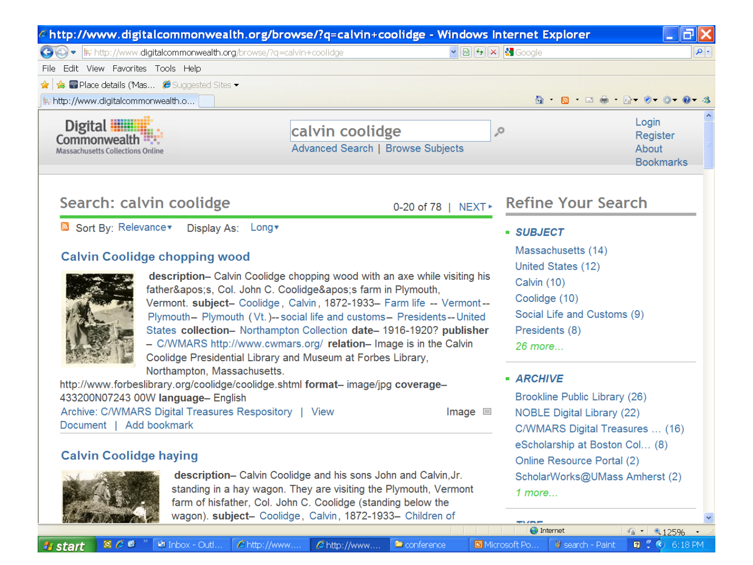http://www.digitalcommonwealth.org/browse/?q=calvin+coolidge - Windows Internet Explorer

Digital Commonwealth
Massachusetts Collections Online

calvin coolidge

Advanced Search | Browse Subjects

Login
Register
About
Bookmarks

## Search: calvin coolidge

0-20 of 78 | NEXT ▸

Sort By: Relevance ▾ Display As: Long ▾

### Calvin Coolidge chopping wood

**description**– Calvin Coolidge chopping wood with an axe while visiting his father&apos;s, Col. John C. Coolidge&apos;s farm in Plymouth, Vermont. **subject**– Coolidge, Calvin, 1872-1933– Farm life -- Vermont -- Plymouth– Plymouth (Vt.)-- social life and customs– Presidents -- United States **collection**– Northampton Collection **date**– 1916-1920? **publisher** – C/WMARS http://www.cwmars.org/ **relation**– Image is in the Calvin Coolidge Presidential Library and Museum at Forbes Library, Northampton, Massachusetts. http://www.forbeslibrary.org/coolidge/coolidge.shtml **format**– image/jpg **coverage**– 433200N07243 00W **language**– English

Archive: C/WMARS Digital Treasures Respository | View Document | Add bookmark

Image

### Calvin Coolidge haying

**description**– Calvin Coolidge and his sons John and Calvin,Jr. standing in a hay wagon. They are visiting the Plymouth, Vermont farm of hisfather, Col. John C. Coolidge (standing below the wagon). **subject**– Coolidge, Calvin, 1872-1933– Children of

## Refine Your Search

**SUBJECT**

- Massachusetts (14)
- United States (12)
- Calvin (10)
- Coolidge (10)
- Social Life and Customs (9)
- Presidents (8)
- *26 more...*

**ARCHIVE**

- Brookline Public Library (26)
- NOBLE Digital Library (22)
- C/WMARS Digital Treasures ... (16)
- eScholarship at Boston Col... (8)
- Online Resource Portal (2)
- ScholarWorks@UMass Amherst (2)
- *1 more...*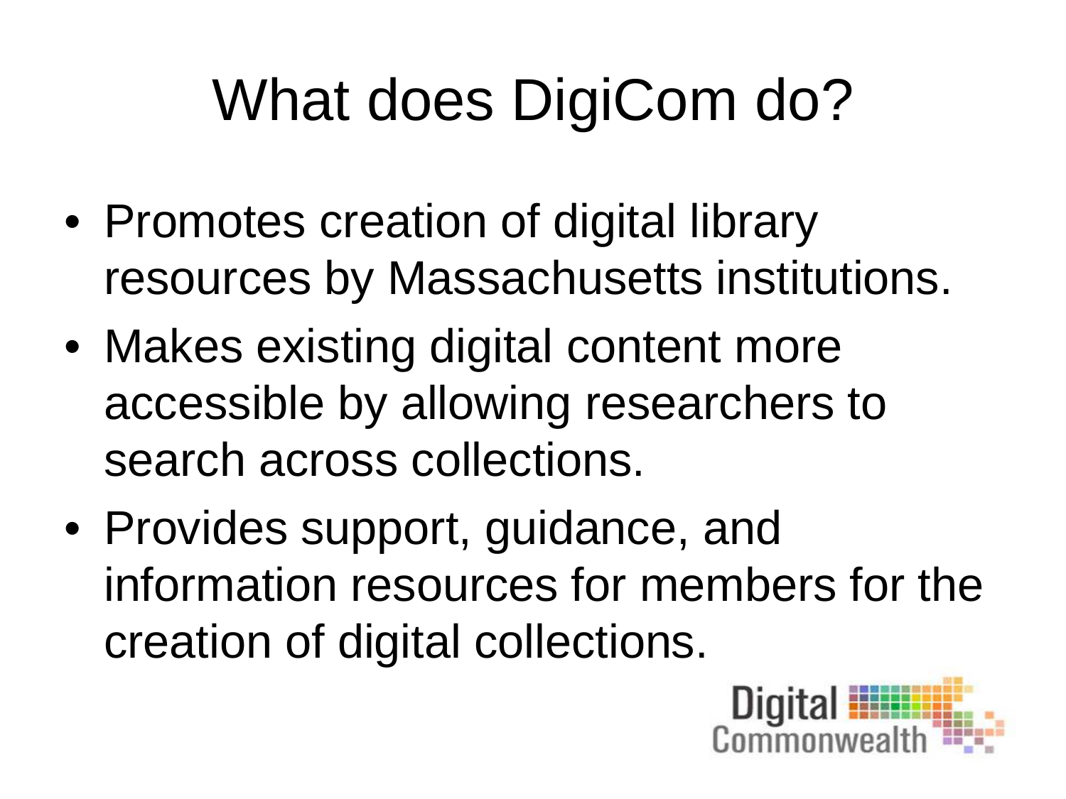# What does DigiCom do?

- Promotes creation of digital library resources by Massachusetts institutions.
- Makes existing digital content more accessible by allowing researchers to search across collections.
- Provides support, guidance, and information resources for members for the creation of digital collections.

Digital Commonwealth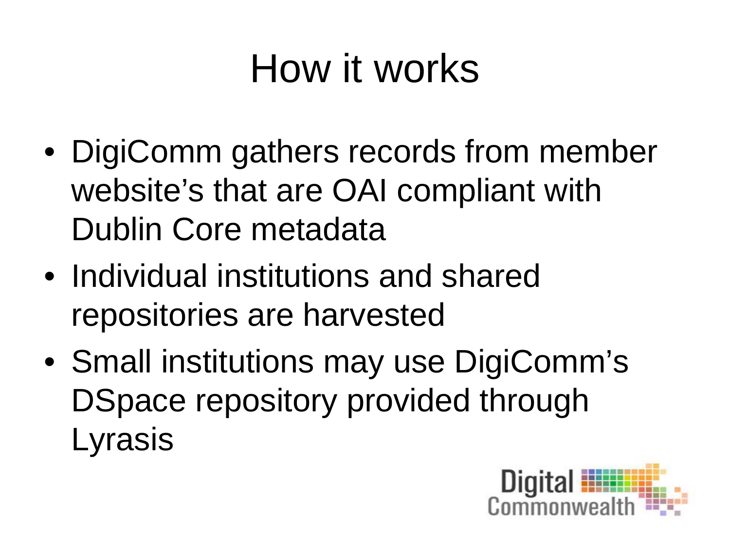# How it works

- DigiComm gathers records from member website's that are OAI compliant with Dublin Core metadata
- Individual institutions and shared repositories are harvested
- Small institutions may use DigiComm's DSpace repository provided through Lyrasis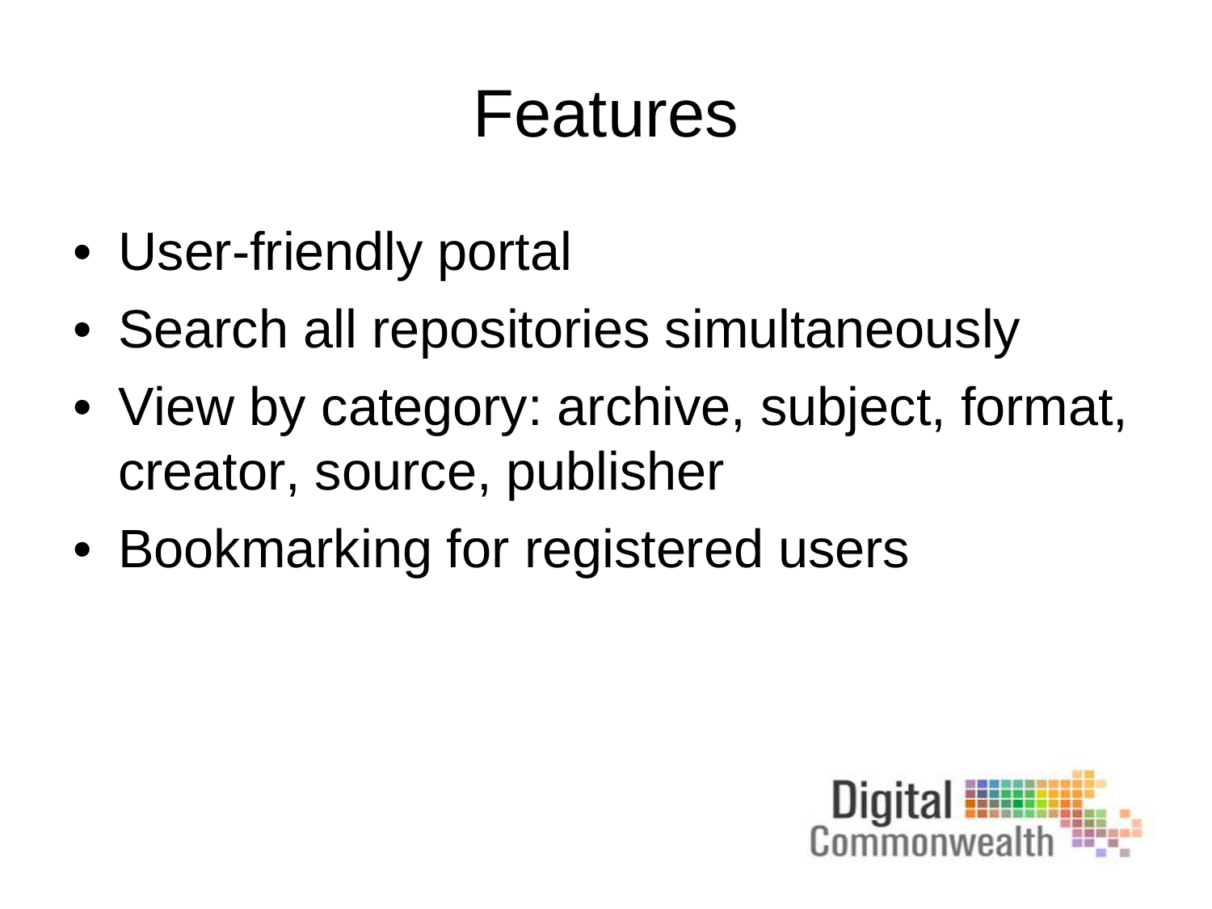# Features

- User-friendly portal
- Search all repositories simultaneously
- View by category: archive, subject, format, creator, source, publisher
- Bookmarking for registered users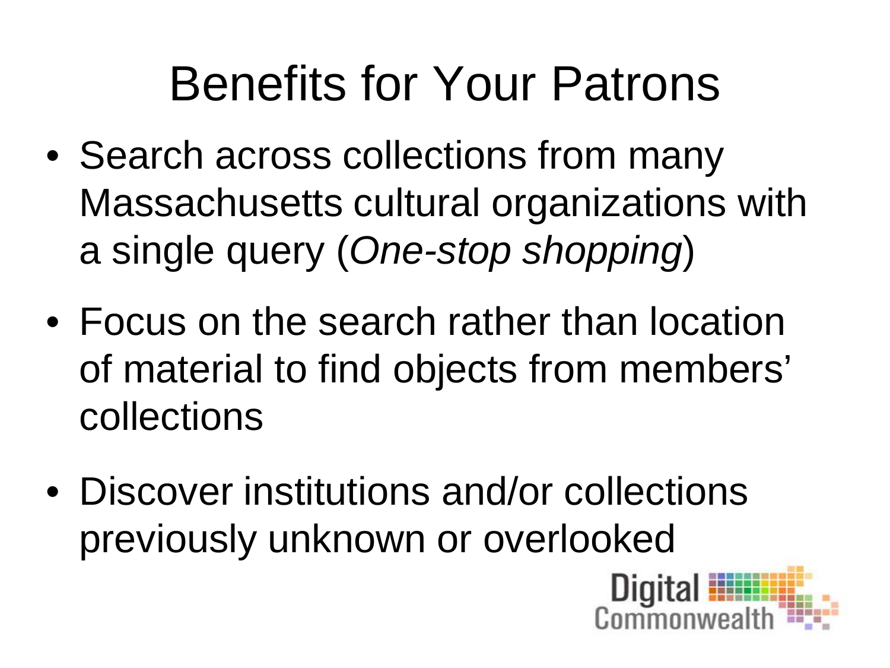# Benefits for Your Patrons

- Search across collections from many Massachusetts cultural organizations with a single query (*One-stop shopping*)
- Focus on the search rather than location of material to find objects from members' collections
- Discover institutions and/or collections previously unknown or overlooked

Digital Commonwealth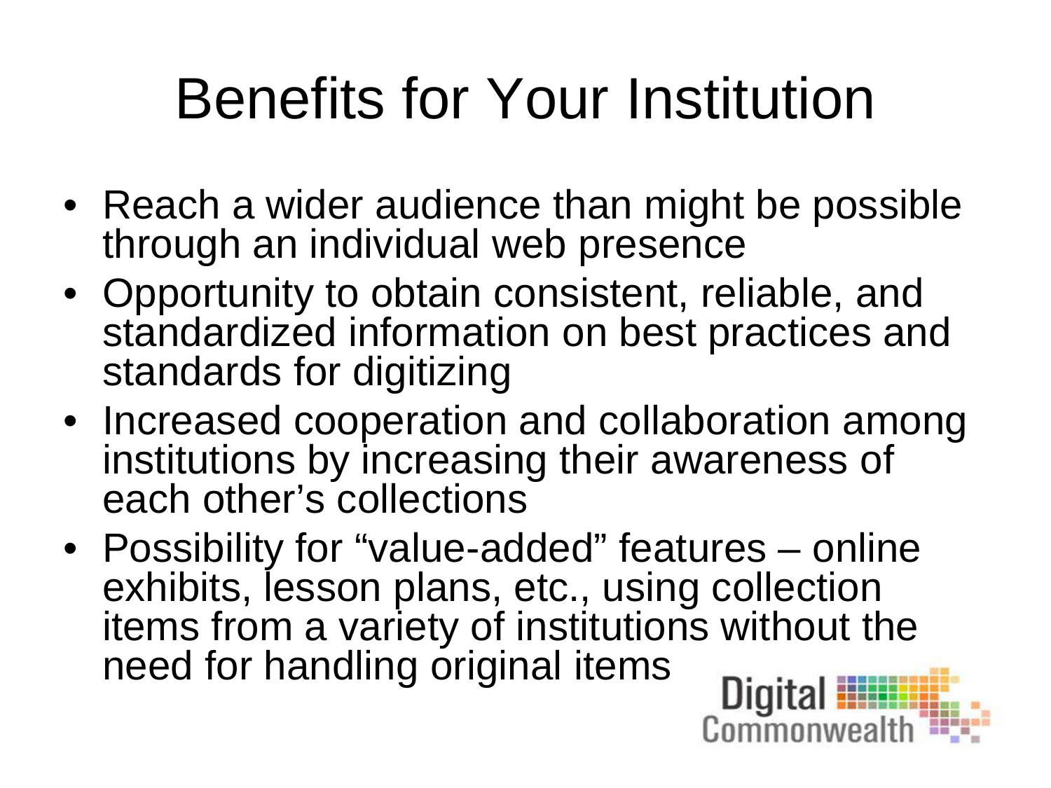# Benefits for Your Institution

- Reach a wider audience than might be possible through an individual web presence
- Opportunity to obtain consistent, reliable, and standardized information on best practices and standards for digitizing
- Increased cooperation and collaboration among institutions by increasing their awareness of each other's collections
- Possibility for "value-added" features – online exhibits, lesson plans, etc., using collection items from a variety of institutions without the need for handling original items

Digital Commonwealth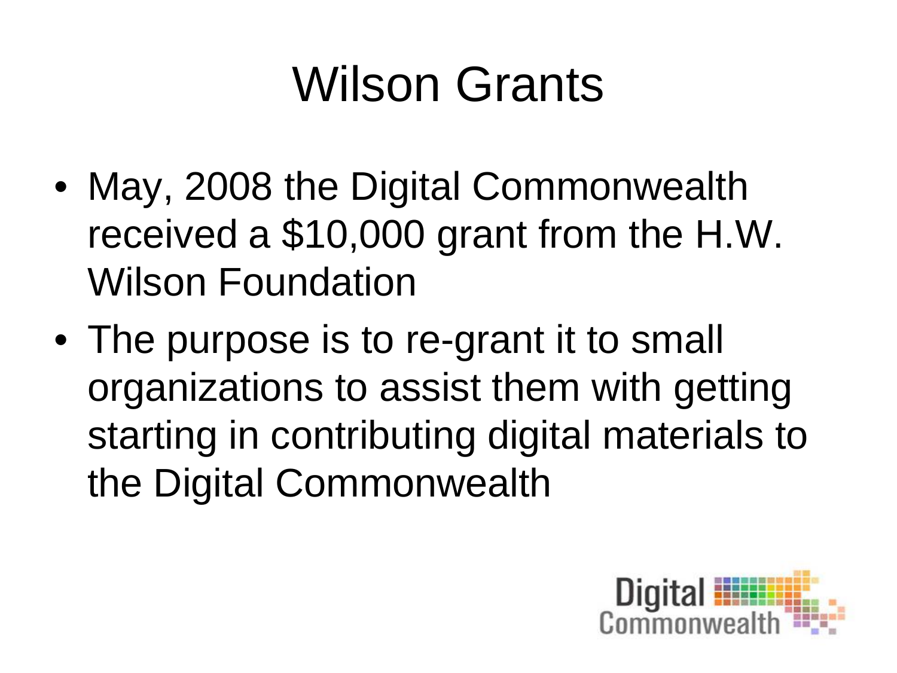# Wilson Grants

- May, 2008 the Digital Commonwealth received a $10,000 grant from the H.W. Wilson Foundation
- The purpose is to re-grant it to small organizations to assist them with getting starting in contributing digital materials to the Digital Commonwealth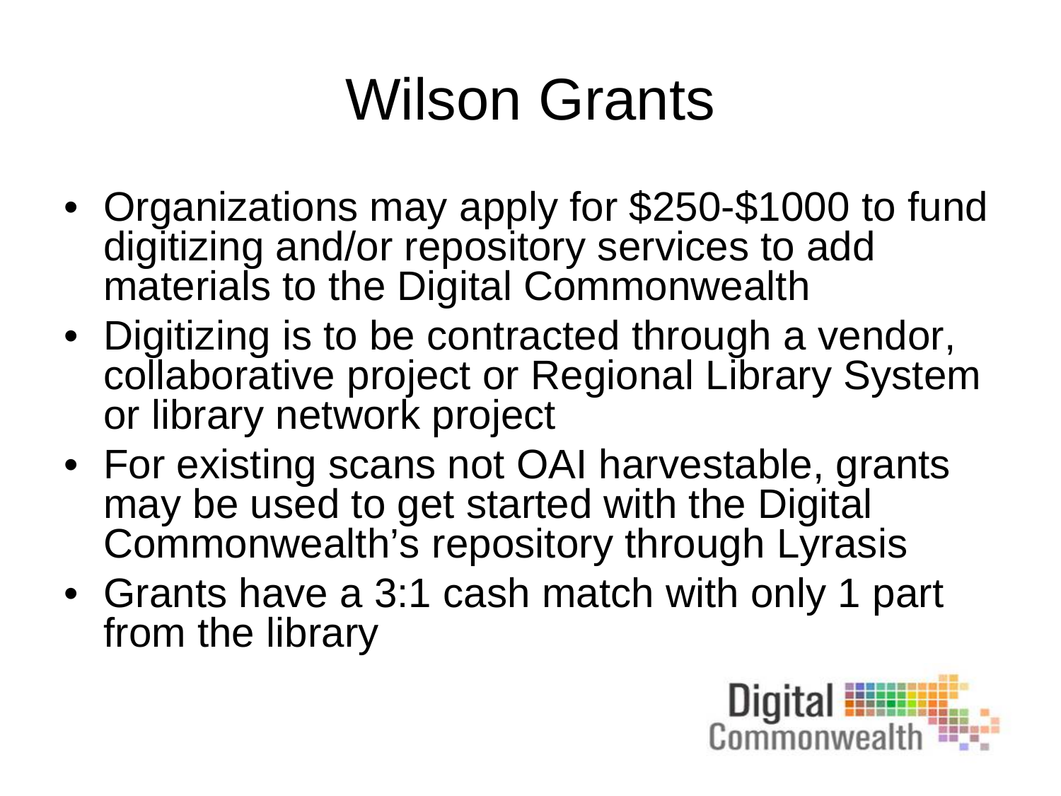# Wilson Grants

- Organizations may apply for $250-$1000 to fund digitizing and/or repository services to add materials to the Digital Commonwealth
- Digitizing is to be contracted through a vendor, collaborative project or Regional Library System or library network project
- For existing scans not OAI harvestable, grants may be used to get started with the Digital Commonwealth's repository through Lyrasis
- Grants have a 3:1 cash match with only 1 part from the library

Digital Commonwealth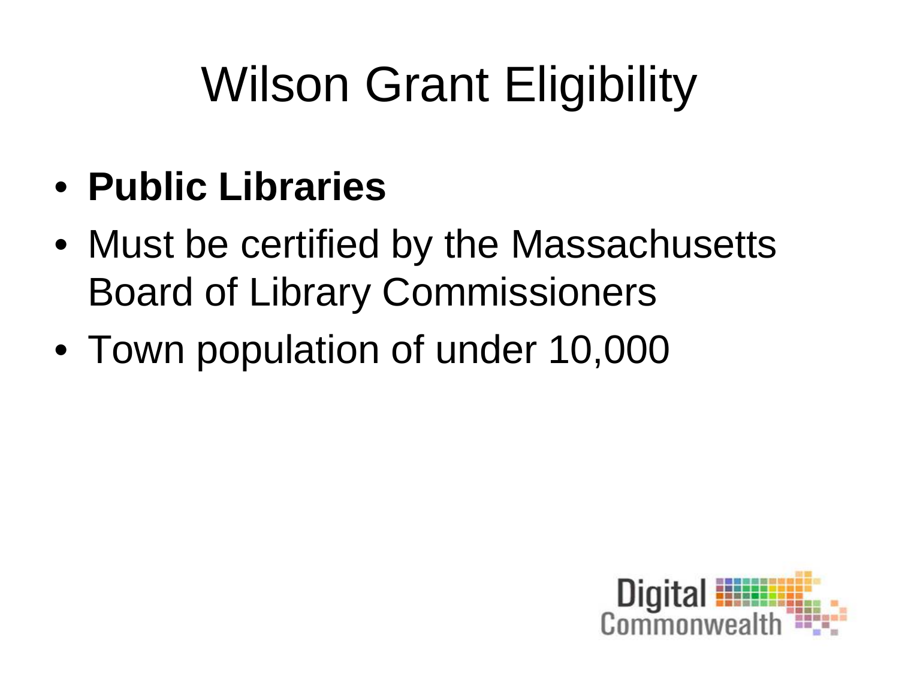# Wilson Grant Eligibility

- **Public Libraries**
- Must be certified by the Massachusetts Board of Library Commissioners
- Town population of under 10,000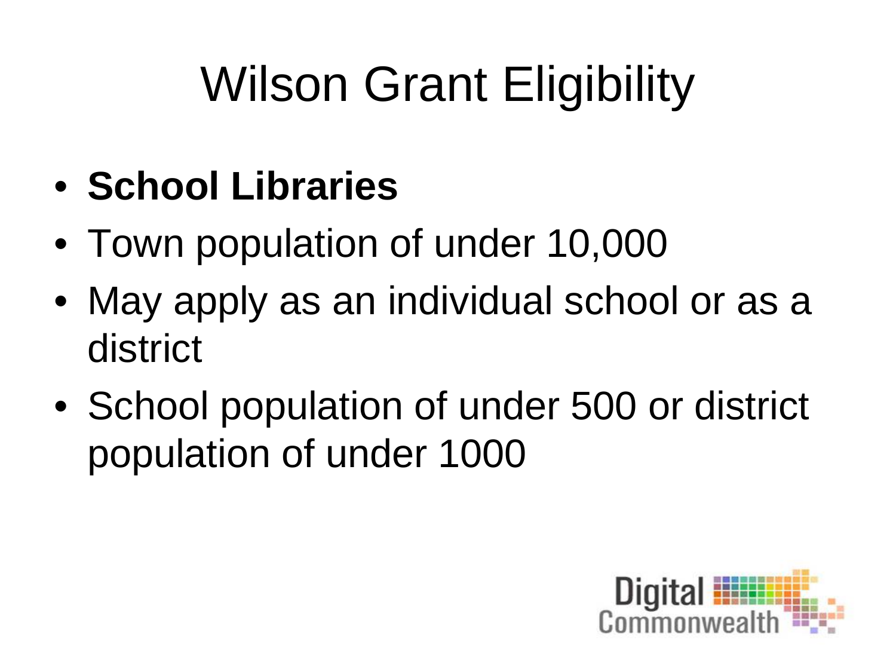# Wilson Grant Eligibility

- **School Libraries**
- Town population of under 10,000
- May apply as an individual school or as a district
- School population of under 500 or district population of under 1000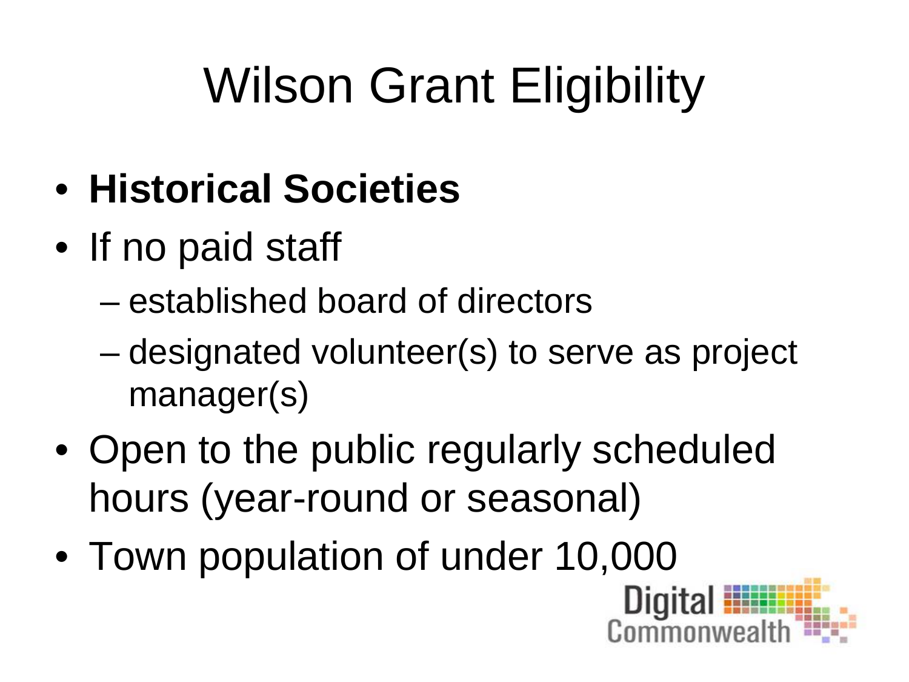# Wilson Grant Eligibility

- **Historical Societies**
- If no paid staff
  - established board of directors
  - designated volunteer(s) to serve as project manager(s)
- Open to the public regularly scheduled hours (year-round or seasonal)
- Town population of under 10,000

Digital Commonwealth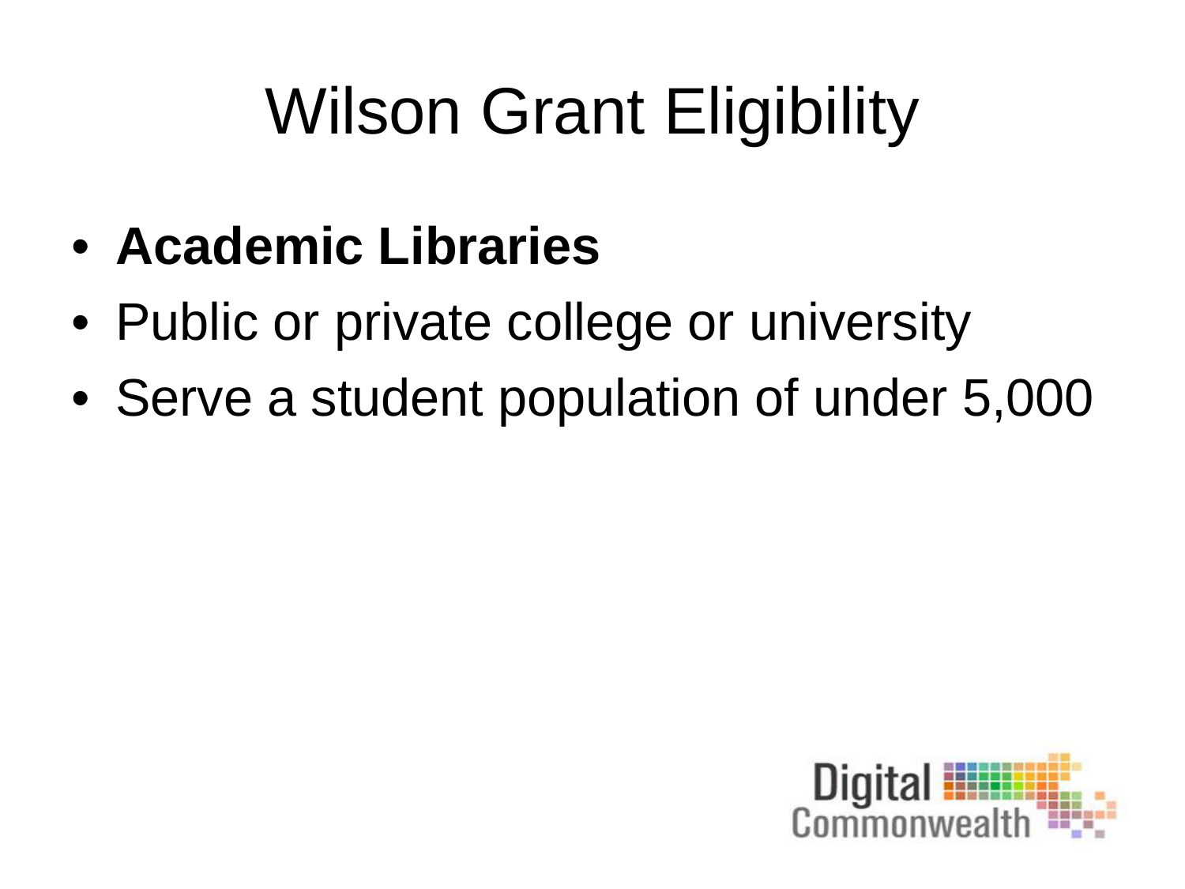# Wilson Grant Eligibility

- **Academic Libraries**
- Public or private college or university
- Serve a student population of under 5,000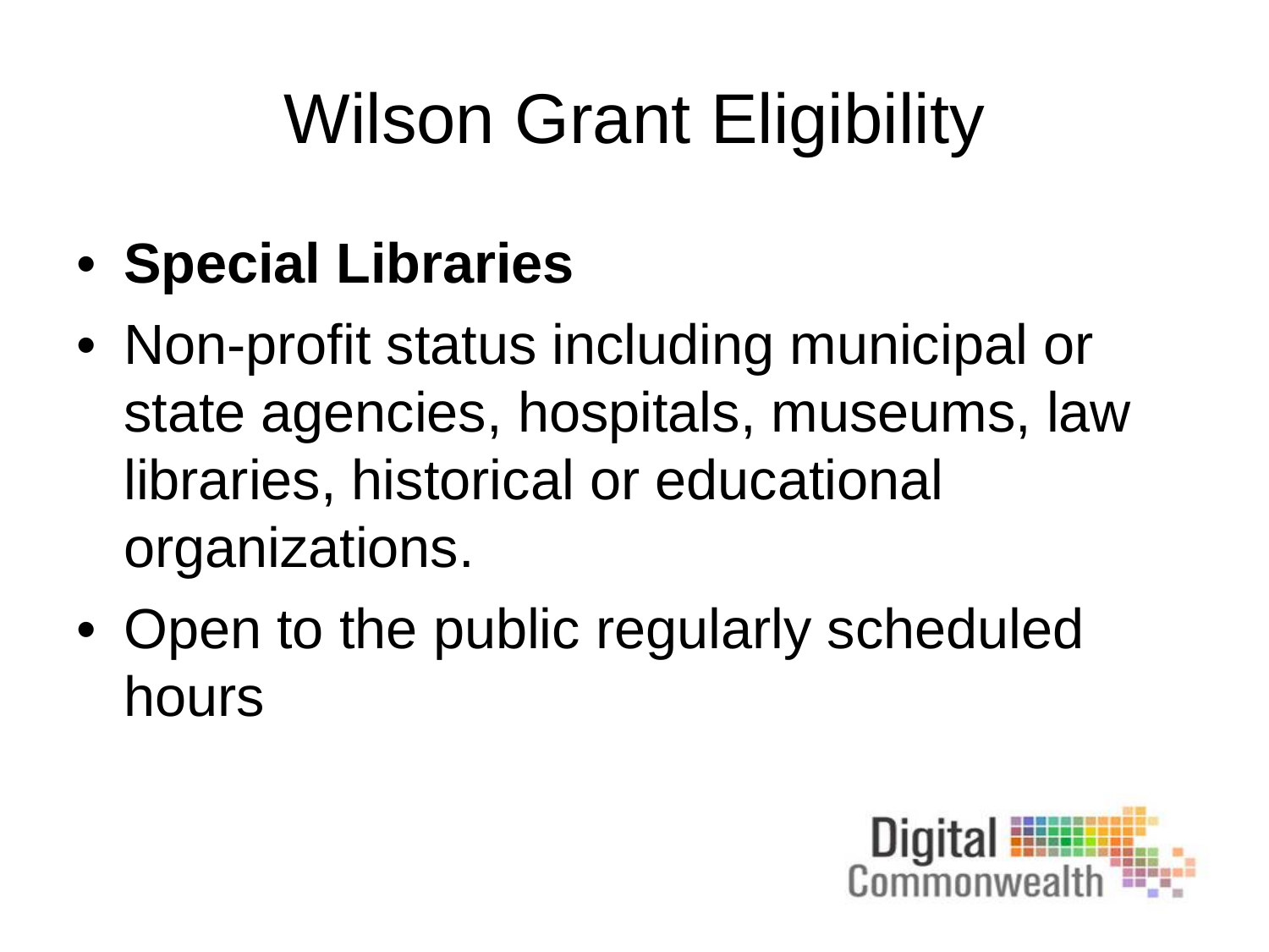# Wilson Grant Eligibility

- **Special Libraries**
- Non-profit status including municipal or state agencies, hospitals, museums, law libraries, historical or educational organizations.
- Open to the public regularly scheduled hours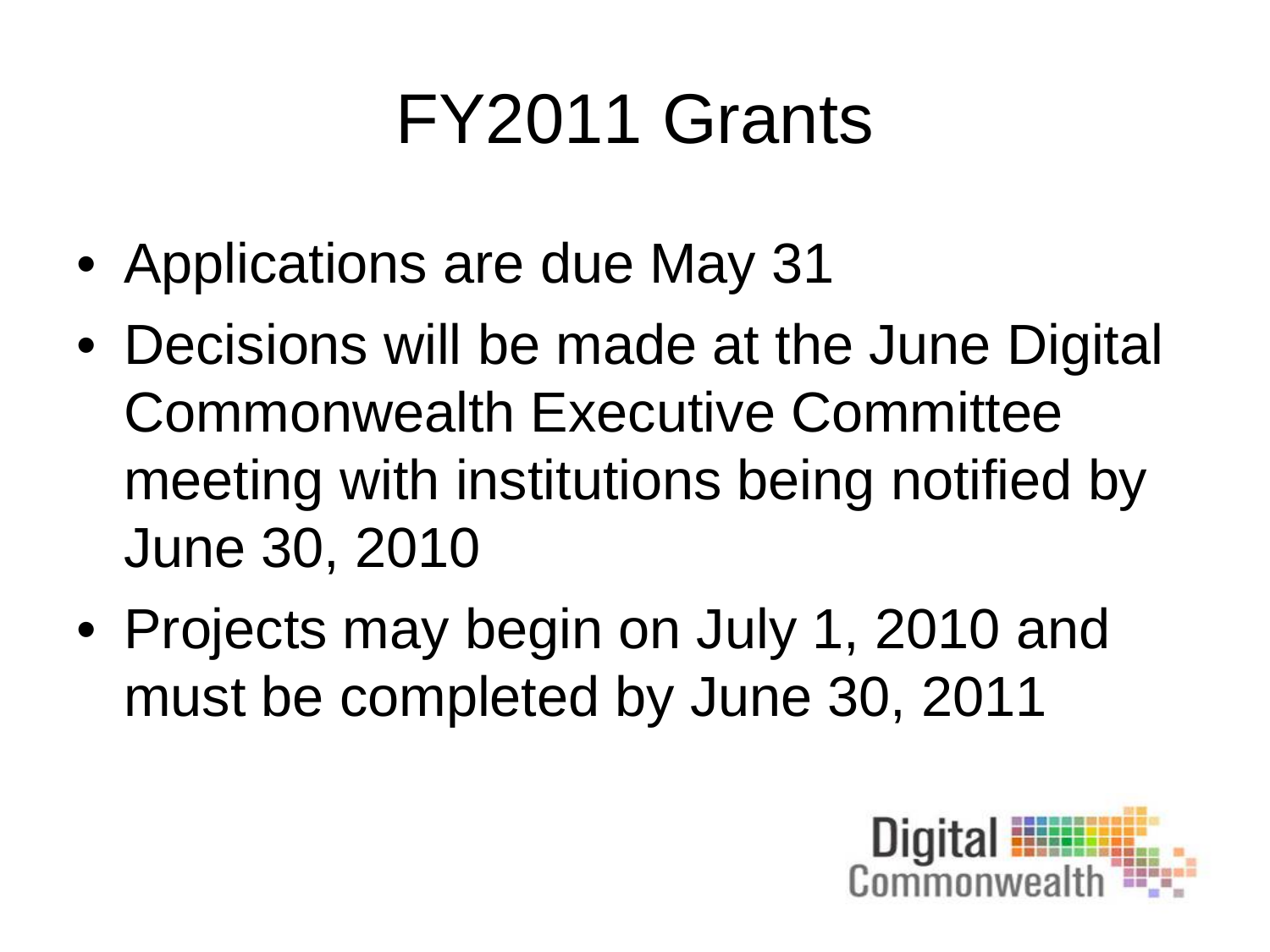# FY2011 Grants

- Applications are due May 31
- Decisions will be made at the June Digital Commonwealth Executive Committee meeting with institutions being notified by June 30, 2010
- Projects may begin on July 1, 2010 and must be completed by June 30, 2011

Digital Commonwealth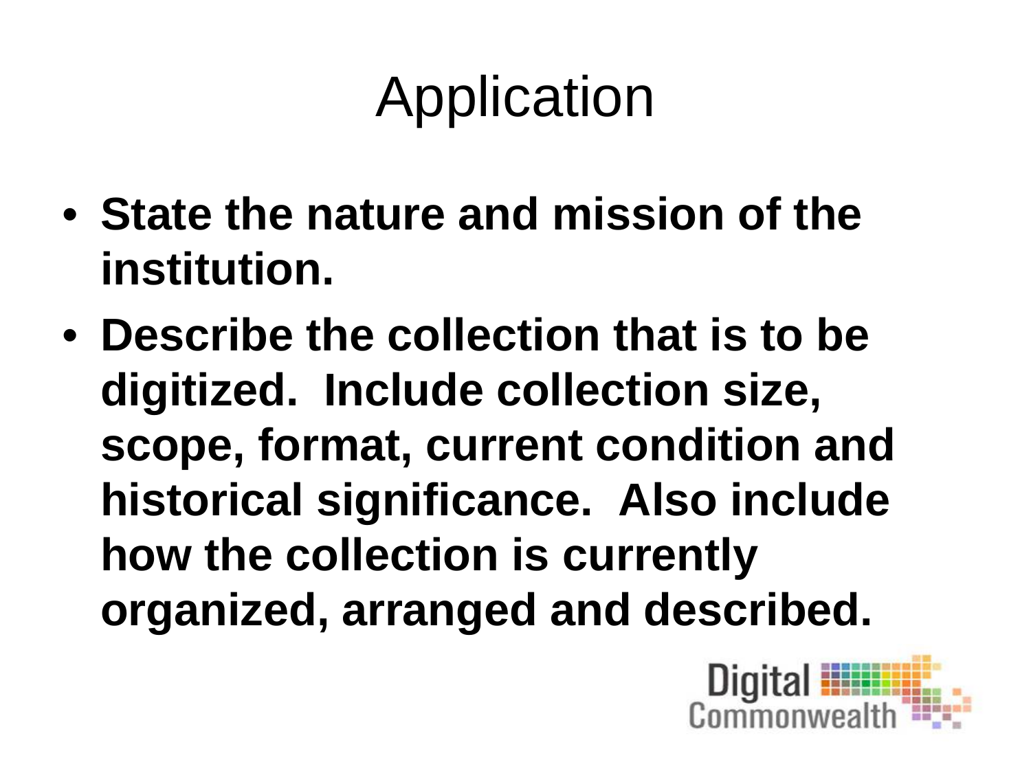# Application

- **State the nature and mission of the institution.**
- **Describe the collection that is to be digitized. Include collection size, scope, format, current condition and historical significance. Also include how the collection is currently organized, arranged and described.**

Digital Commonwealth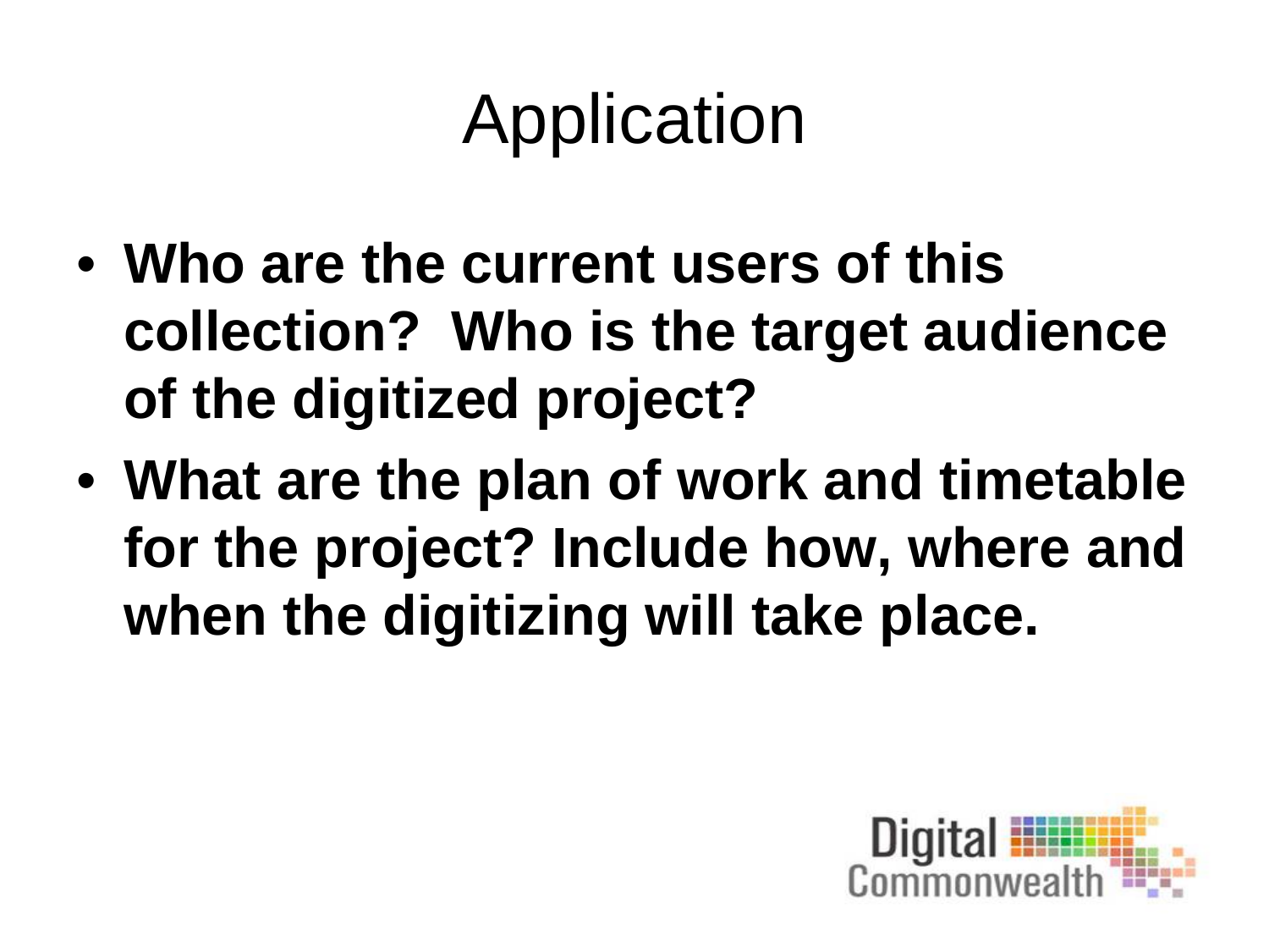# Application

- **Who are the current users of this collection?  Who is the target audience of the digitized project?**
- **What are the plan of work and timetable for the project? Include how, where and when the digitizing will take place.**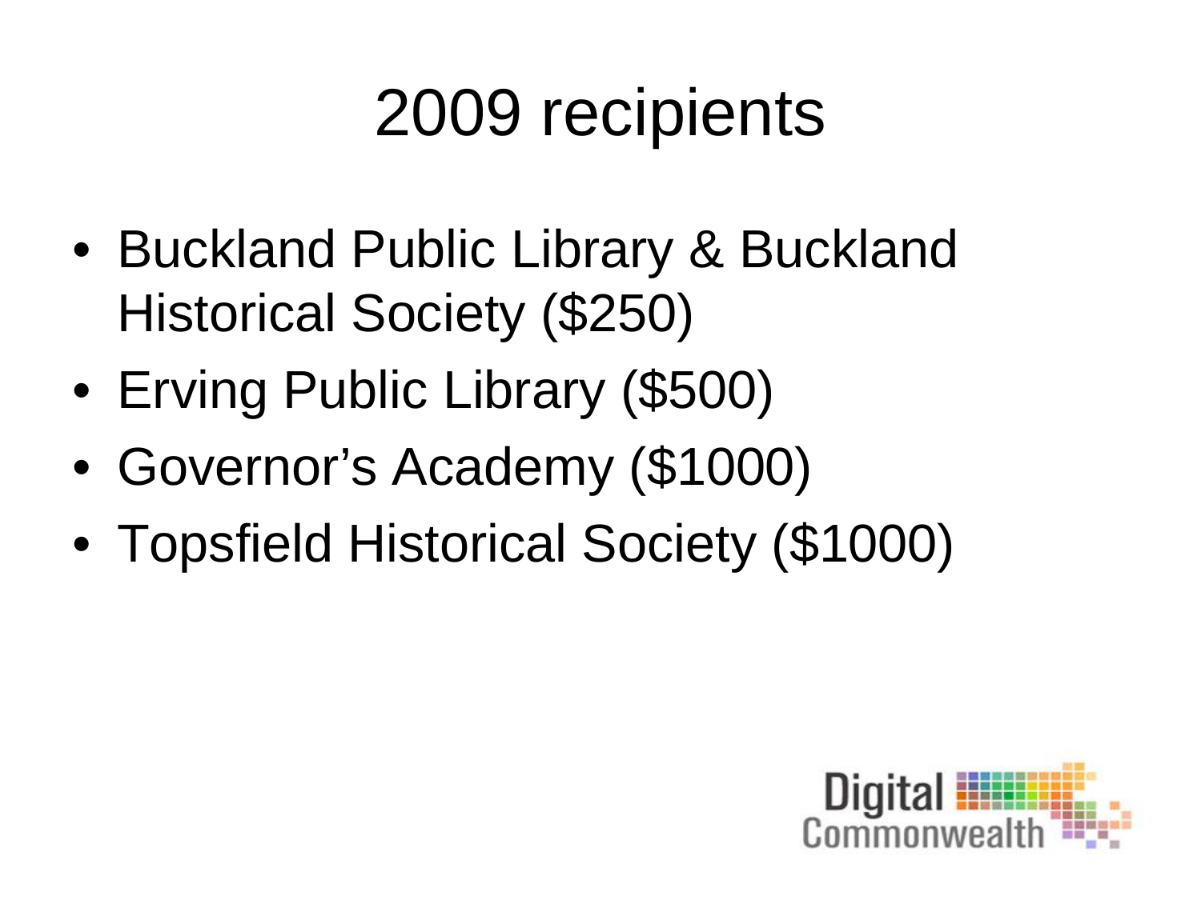# 2009 recipients

- Buckland Public Library & Buckland Historical Society ($250)
- Erving Public Library ($500)
- Governor’s Academy ($1000)
- Topsfield Historical Society ($1000)

Digital Commonwealth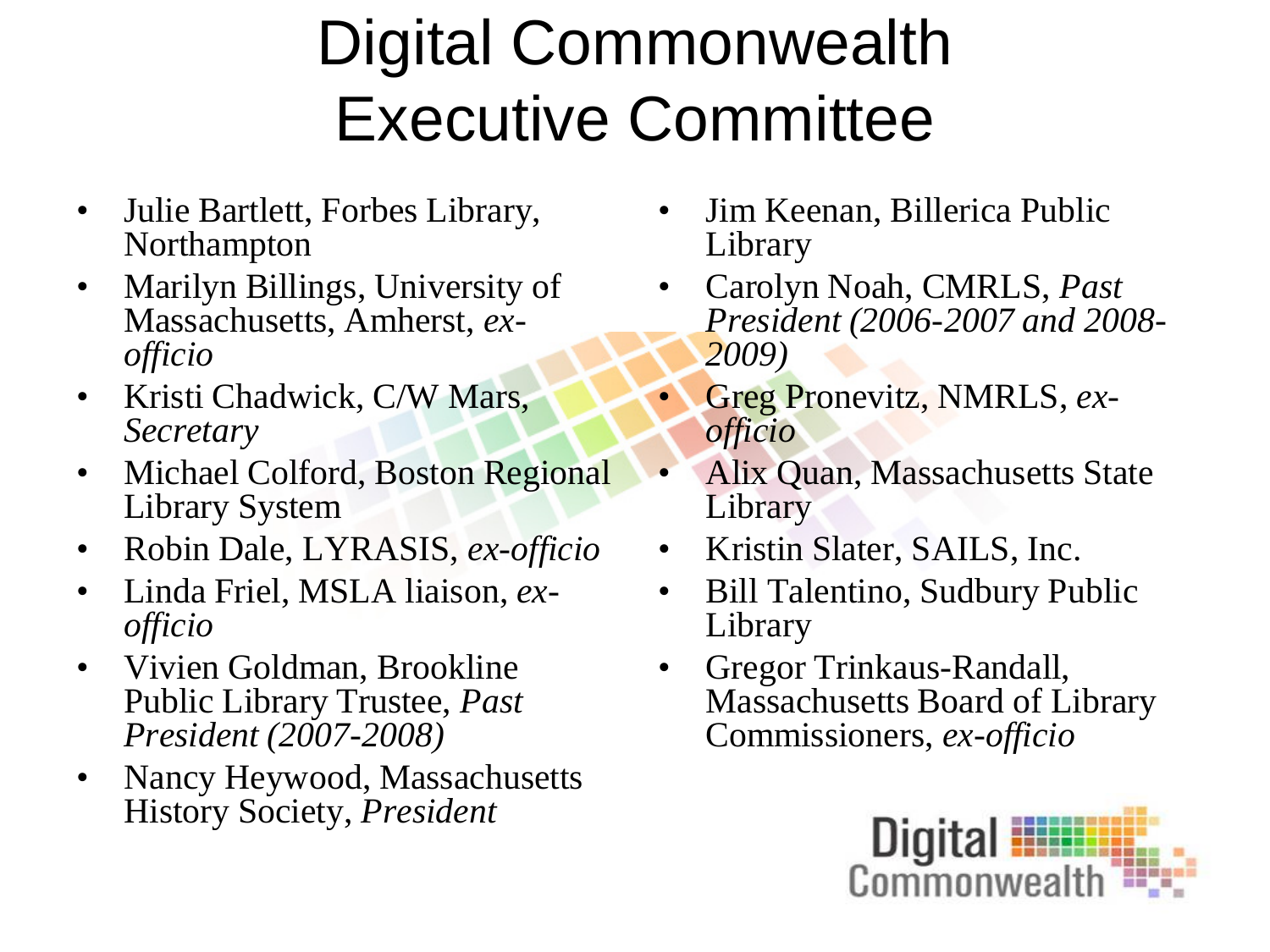# Digital Commonwealth Executive Committee

- Julie Bartlett, Forbes Library, Northampton
- Marilyn Billings, University of Massachusetts, Amherst, *ex-officio*
- Kristi Chadwick, C/W Mars, *Secretary*
- Michael Colford, Boston Regional Library System
- Robin Dale, LYRASIS, *ex-officio*
- Linda Friel, MSLA liaison, *ex-officio*
- Vivien Goldman, Brookline Public Library Trustee, *Past President (2007-2008)*
- Nancy Heywood, Massachusetts History Society, *President*
- Jim Keenan, Billerica Public Library
- Carolyn Noah, CMRLS, *Past President (2006-2007 and 2008-2009)*
- Greg Pronevitz, NMRLS, *ex-officio*
- Alix Quan, Massachusetts State Library
- Kristin Slater, SAILS, Inc.
- Bill Talentino, Sudbury Public Library
- Gregor Trinkaus-Randall, Massachusetts Board of Library Commissioners, *ex-officio*

Digital Commonwealth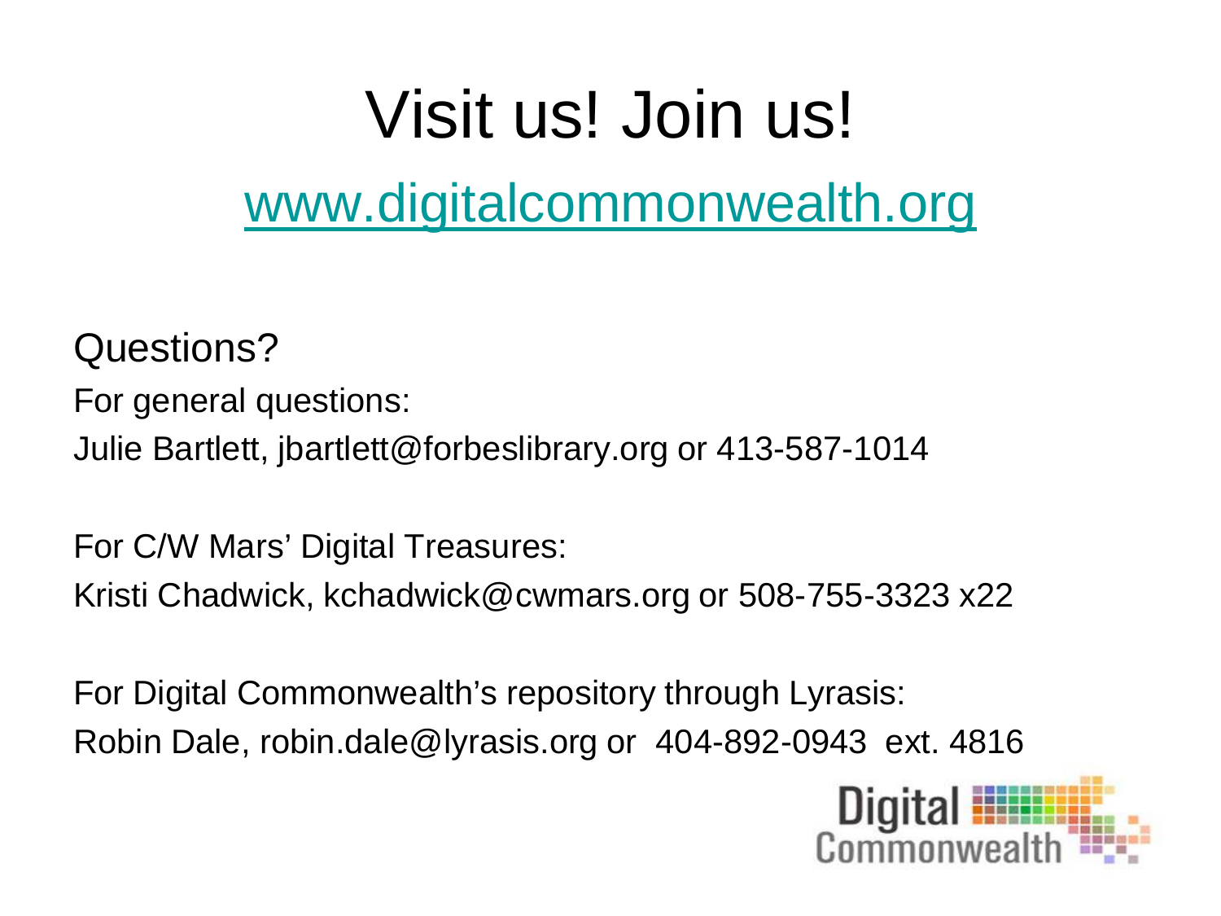# Visit us! Join us!

## www.digitalcommonwealth.org

Questions?

For general questions:

Julie Bartlett, jbartlett@forbeslibrary.org or 413-587-1014

For C/W Mars' Digital Treasures:

Kristi Chadwick, kchadwick@cwmars.org or 508-755-3323 x22

For Digital Commonwealth's repository through Lyrasis:

Robin Dale, robin.dale@lyrasis.org or 404-892-0943 ext. 4816

Digital Commonwealth